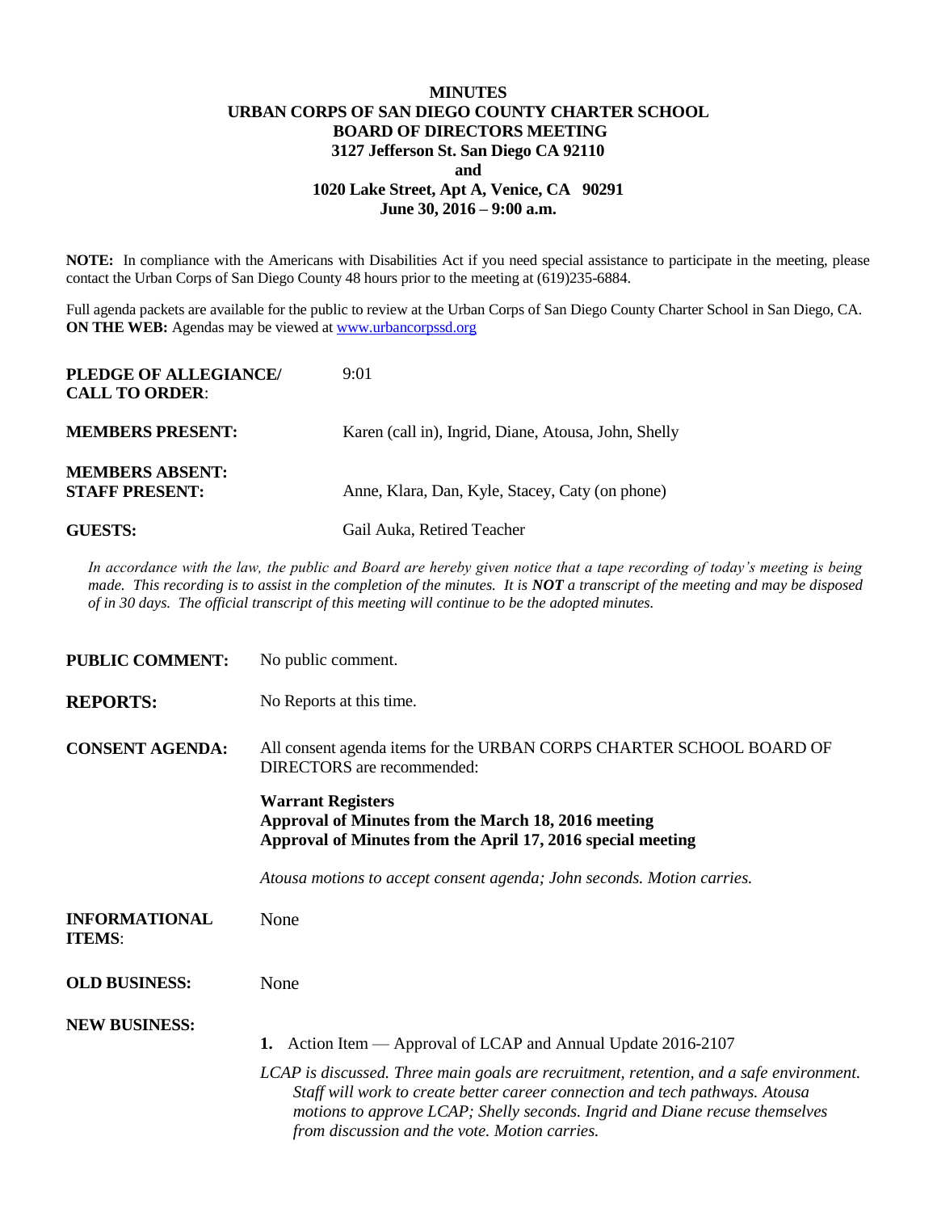**MINUTES**
**URBAN CORPS OF SAN DIEGO COUNTY CHARTER SCHOOL**
**BOARD OF DIRECTORS MEETING**
**3127 Jefferson St. San Diego CA 92110**
**and**
**1020 Lake Street, Apt A, Venice, CA 90291**
**June 30, 2016 – 9:00 a.m.**

**NOTE:** In compliance with the Americans with Disabilities Act if you need special assistance to participate in the meeting, please contact the Urban Corps of San Diego County 48 hours prior to the meeting at (619)235-6884.

Full agenda packets are available for the public to review at the Urban Corps of San Diego County Charter School in San Diego, CA. **ON THE WEB:** Agendas may be viewed at www.urbancorpssd.org

**PLEDGE OF ALLEGIANCE/ CALL TO ORDER**: 9:01

**MEMBERS PRESENT:** Karen (call in), Ingrid, Diane, Atousa, John, Shelly

**MEMBERS ABSENT:**

**STAFF PRESENT:** Anne, Klara, Dan, Kyle, Stacey, Caty (on phone)

**GUESTS:** Gail Auka, Retired Teacher

*In accordance with the law, the public and Board are hereby given notice that a tape recording of today's meeting is being made. This recording is to assist in the completion of the minutes. It is **NOT** a transcript of the meeting and may be disposed of in 30 days. The official transcript of this meeting will continue to be the adopted minutes.*

**PUBLIC COMMENT:** No public comment.

**REPORTS:** No Reports at this time.

**CONSENT AGENDA:** All consent agenda items for the URBAN CORPS CHARTER SCHOOL BOARD OF DIRECTORS are recommended:

**Warrant Registers**
**Approval of Minutes from the March 18, 2016 meeting**
**Approval of Minutes from the April 17, 2016 special meeting**

*Atousa motions to accept consent agenda; John seconds. Motion carries.*

**INFORMATIONAL ITEMS**: None

**OLD BUSINESS:** None

**NEW BUSINESS:**

1. Action Item — Approval of LCAP and Annual Update 2016-2107

*LCAP is discussed. Three main goals are recruitment, retention, and a safe environment. Staff will work to create better career connection and tech pathways. Atousa motions to approve LCAP; Shelly seconds. Ingrid and Diane recuse themselves from discussion and the vote. Motion carries.*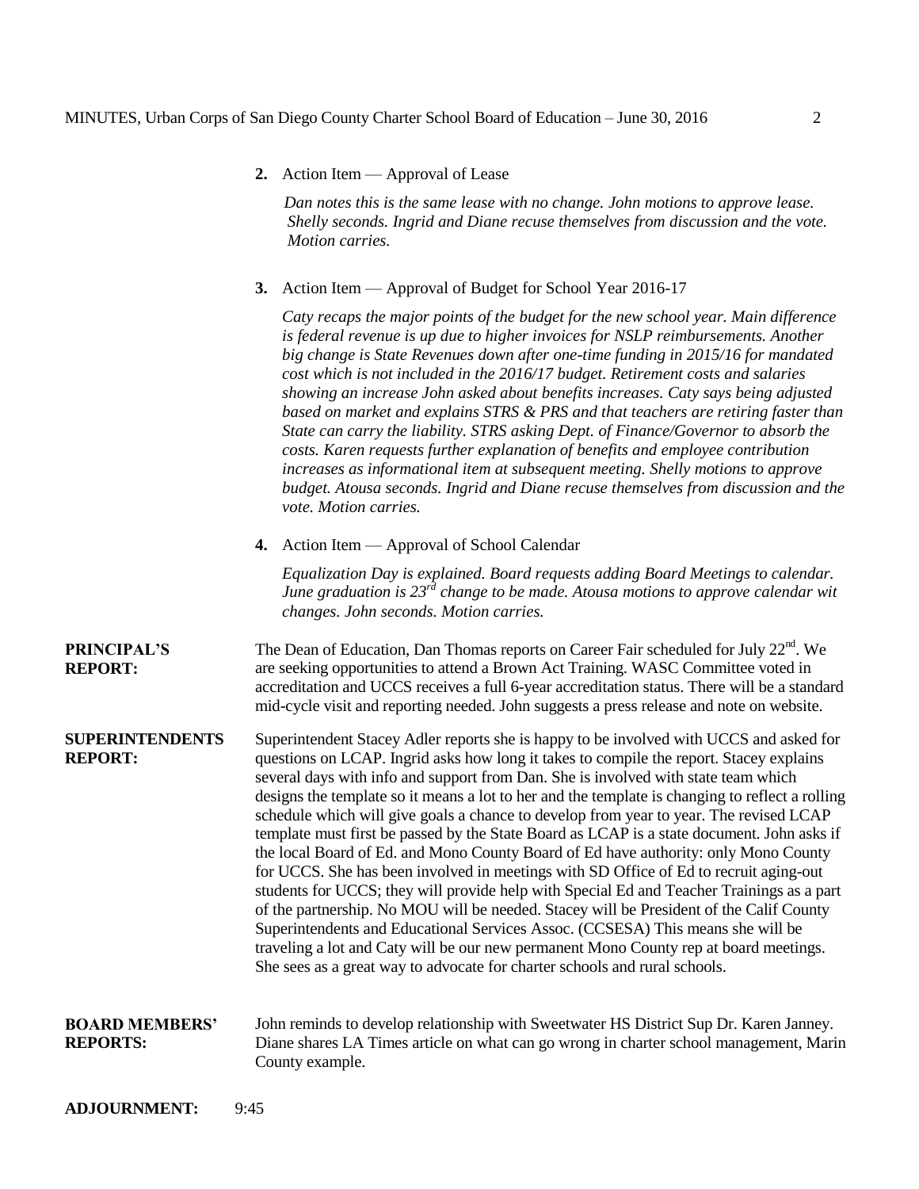2. Action Item — Approval of Lease

   *Dan notes this is the same lease with no change. John motions to approve lease. Shelly seconds. Ingrid and Diane recuse themselves from discussion and the vote. Motion carries.*

3. Action Item — Approval of Budget for School Year 2016-17

   *Caty recaps the major points of the budget for the new school year. Main difference is federal revenue is up due to higher invoices for NSLP reimbursements. Another big change is State Revenues down after one-time funding in 2015/16 for mandated cost which is not included in the 2016/17 budget. Retirement costs and salaries showing an increase John asked about benefits increases. Caty says being adjusted based on market and explains STRS & PRS and that teachers are retiring faster than State can carry the liability. STRS asking Dept. of Finance/Governor to absorb the costs. Karen requests further explanation of benefits and employee contribution increases as informational item at subsequent meeting. Shelly motions to approve budget. Atousa seconds. Ingrid and Diane recuse themselves from discussion and the vote. Motion carries.*

4. Action Item — Approval of School Calendar

   *Equalization Day is explained. Board requests adding Board Meetings to calendar. June graduation is 23rd change to be made. Atousa motions to approve calendar wit changes. John seconds. Motion carries.*

**PRINCIPAL'S REPORT:** The Dean of Education, Dan Thomas reports on Career Fair scheduled for July 22nd. We are seeking opportunities to attend a Brown Act Training. WASC Committee voted in accreditation and UCCS receives a full 6-year accreditation status. There will be a standard mid-cycle visit and reporting needed. John suggests a press release and note on website.

**SUPERINTENDENTS REPORT:** Superintendent Stacey Adler reports she is happy to be involved with UCCS and asked for questions on LCAP. Ingrid asks how long it takes to compile the report. Stacey explains several days with info and support from Dan. She is involved with state team which designs the template so it means a lot to her and the template is changing to reflect a rolling schedule which will give goals a chance to develop from year to year. The revised LCAP template must first be passed by the State Board as LCAP is a state document. John asks if the local Board of Ed. and Mono County Board of Ed have authority: only Mono County for UCCS. She has been involved in meetings with SD Office of Ed to recruit aging-out students for UCCS; they will provide help with Special Ed and Teacher Trainings as a part of the partnership. No MOU will be needed. Stacey will be President of the Calif County Superintendents and Educational Services Assoc. (CCSESA) This means she will be traveling a lot and Caty will be our new permanent Mono County rep at board meetings. She sees as a great way to advocate for charter schools and rural schools.

**BOARD MEMBERS' REPORTS:** John reminds to develop relationship with Sweetwater HS District Sup Dr. Karen Janney. Diane shares LA Times article on what can go wrong in charter school management, Marin County example.

**ADJOURNMENT:** 9:45